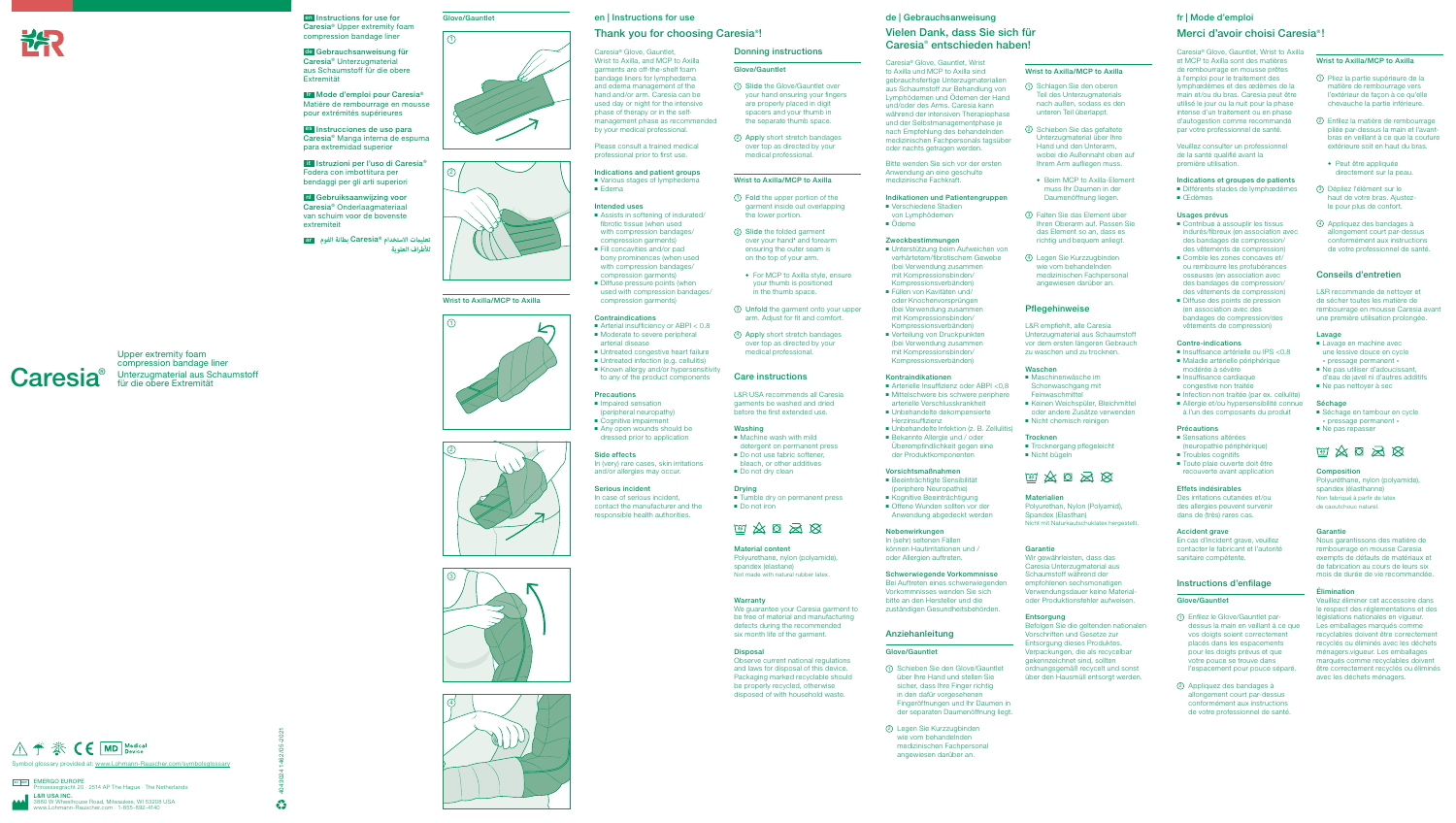**en** Instructions for use for Caresia® Upper extremity foam compression bandage liner

**de** Gebrauchsanweisung für Caresia® Unterzugmaterial aus Schaumstoff für die obere Extremität

**fr** Mode d'emploi pour Caresia® Matière de rembourrage en mousse pour extrémités supérieures

**es** Instrucciones de uso para Caresia® Manga interna de espuma para extremidad superior

**it** Istruzioni per l'uso di Caresia® Fodera con imbottitura per bendaggi per gli arti superiori

**nl** Gebruiksaanwijzing voor Caresia® Onderlaagmateriaal van schuim voor de bovenste extremiteit

**ar** تعليمات الاستخدام Caresia® بطانة القوم للأطراف العلوية

# Caresia®

Upper extremity foam compression bandage liner
Unterzugmaterial aus Schaumstoff für die obere Extremität

Symbol glossary provided at: www.Lohmann-Rauscher.com/symbolsglossary

EMERGO EUROPE
Prinsessegracht 20 · 2514 AP The Hague · The Netherlands

L&R USA INC.
3880 W Wheelhouse Road, Milwaukee, WI 53208 USA
www.Lohmann-Rauscher.com · 1-855-892-4140

404924-1-B2/05-2021

Glove/Gauntlet

Wrist to Axilla/MCP to Axilla

## en | Instructions for use

### Thank you for choosing Caresia®!

Caresia® Glove, Gauntlet, Wrist to Axilla, and MCP to Axilla garments are off-the-shelf foam bandage liners for lymphedema and edema management of the hand and/or arm. Caresia can be used day or night for the intensive phase of therapy or in the self-management phase as recommended by your medical professional.

Please consult a trained medical professional prior to first use.

#### Indications and patient groups
- Various stages of lymphedema
- Edema

#### Intended uses
- Assists in softening of indurated/fibrotic tissue (when used with compression bandages/compression garments)
- Fill concavities and/or pad bony prominences (when used with compression bandages/compression garments)
- Diffuse pressure points (when used with compression bandages/compression garments)

#### Contraindications
- Arterial insufficiency or ABPI < 0.8
- Moderate to severe peripheral arterial disease
- Untreated congestive heart failure
- Untreated infection (e.g. cellulitis)
- Known allergy and/or hypersensitivity to any of the product components

#### Precautions
- Impaired sensation (peripheral neuropathy)
- Cognitive impairment
- Any open wounds should be dressed prior to application

#### Side effects
In (very) rare cases, skin irritations and/or allergies may occur.

#### Serious incident
In case of serious incident, contact the manufacturer and the responsible health authorities.

### Donning instructions

#### Glove/Gauntlet
1. Slide the Glove/Gauntlet over your hand ensuring your fingers are properly placed in digit spacers and your thumb in the separate thumb space.
2. Apply short stretch bandages over top as directed by your medical professional.

#### Wrist to Axilla/MCP to Axilla
1. Fold the upper portion of the garment inside out overlapping the lower portion.
2. Slide the folded garment over your hand and forearm ensuring the outer seam is on the top of your arm.
   - For MCP to Axilla style, ensure your thumb is positioned in the thumb space.
3. Unfold the garment onto your upper arm. Adjust for fit and comfort.
4. Apply short stretch bandages over top as directed by your medical professional.

### Care instructions

L&R USA recommends all Caresia garments be washed and dried before the first extended use.

#### Washing
- Machine wash with mild detergent on permanent press
- Do not use fabric softener, bleach, or other additives
- Do not dry clean

#### Drying
- Tumble dry on permanent press
- Do not iron

#### Material content
Polyurethane, nylon (polyamide), spandex (elastane)
Not made with natural rubber latex.

#### Warranty
We guarantee your Caresia garment to be free of material and manufacturing defects during the recommended six month life of the garment.

#### Disposal
Observe current national regulations and laws for disposal of this device. Packaging marked recyclable should be properly recycled, otherwise disposed of with household waste.

## de | Gebrauchsanweisung

### Vielen Dank, dass Sie sich für Caresia® entschieden haben!

Caresia® Glove, Gauntlet, Wrist to Axilla und MCP to Axilla sind gebrauchsfertige Unterzugmaterialien aus Schaumstoff zur Behandlung von Lymphödemen und Ödemen der Hand und/oder des Arms. Caresia kann während der intensiven Therapiephase und der Selbstmanagementphase je nach Empfehlung des behandelnden medizinischen Fachpersonals tagsüber oder nachts getragen werden.

Bitte wenden Sie sich vor der ersten Anwendung an eine geschulte medizinische Fachkraft.

#### Indikationen und Patientengruppen
- Verschiedene Stadien von Lymphödemen
- Ödeme

#### Zweckbestimmungen
- Unterstützung beim Aufweichen von verhärtetem/fibrotischem Gewebe (bei Verwendung zusammen mit Kompressionsbinden/Kompressionsverbänden)
- Füllen von Kavitäten und/oder Knochenvorsprüngen (bei Verwendung zusammen mit Kompressionsbinden/Kompressionsverbänden)
- Verteilung von Druckpunkten (bei Verwendung zusammen mit Kompressionsbinden/Kompressionsverbänden)

#### Kontraindikationen
- Arterielle Insuffizienz oder ABPI <0,8
- Mittelschwere bis schwere periphere arterielle Verschlusskrankheit
- Unbehandelte dekompensierte Herzinsuffizienz
- Unbehandelte Infektion (z. B. Zellulitis)
- Bekannte Allergie und / oder Überempfindlichkeit gegen eine der Produktkomponenten

#### Vorsichtsmaßnahmen
- Beeinträchtigte Sensibilität (periphere Neuropathie)
- Kognitive Beeinträchtigung
- Offene Wunden sollten vor der Anwendung abgedeckt werden

#### Nebenwirkungen
In (sehr) seltenen Fällen können Hautirritationen und / oder Allergien auftreten.

#### Schwerwiegende Vorkommnisse
Bei Auftreten eines schwerwiegenden Vorkommnisses wenden Sie sich bitte an den Hersteller und die zuständigen Gesundheitsbehörden.

### Anziehanleitung

#### Glove/Gauntlet
1. Schieben Sie den Glove/Gauntlet über Ihre Hand und stellen Sie sicher, dass Ihre Finger richtig in den dafür vorgesehenen Fingeröffnungen und Ihr Daumen in der separaten Daumenöffnung liegt.
2. Legen Sie Kurzzugbinden wie vom behandelnden medizinischen Fachpersonal angewiesen darüber an.

#### Wrist to Axilla/MCP to Axilla
1. Schlagen Sie den oberen Teil des Unterzugmaterials nach außen, sodass es den unteren Teil überlappt.
2. Schieben Sie das gefaltete Unterzugmaterial über Ihre Hand und den Unterarm, wobei die Außennaht oben auf Ihrem Arm aufliegen muss.
   - Beim MCP to Axilla-Element muss Ihr Daumen in der Daumenöffnung liegen.
3. Falten Sie das Element über Ihren Oberarm auf. Passen Sie das Element so an, dass es richtig und bequem anliegt.
4. Legen Sie Kurzzugbinden wie vom behandelnden medizinischen Fachpersonal angewiesen darüber an.

### Pflegehinweise

L&R empfiehlt, alle Caresia Unterzugmaterial aus Schaumstoff vor dem ersten längeren Gebrauch zu waschen und zu trocknen.

#### Waschen
- Maschinenwäsche im Schonwaschgang mit Feinwaschmittel
- Keinen Weichspüler, Bleichmittel oder andere Zusätze verwenden
- Nicht chemisch reinigen

#### Trocknen
- Trockengang pflegeleicht
- Nicht bügeln

#### Materialien
Polyurethan, Nylon (Polyamid), Spandex (Elasthan)
Nicht mit Naturkautschuklatex hergestellt.

#### Garantie
Wir gewährleisten, dass das Caresia Unterzugmaterial aus Schaumstoff während der empfohlenen sechsmonatigen Verwendungsdauer keine Material- oder Produktionsfehler aufweisen.

#### Entsorgung
Befolgen Sie die geltenden nationalen Vorschriften und Gesetze zur Entsorgung dieses Produktes. Verpackungen, die als recycelbar gekennzeichnet sind, sollten ordnungsgemäß recycelt und sonst über den Hausmüll entsorgt werden.

## fr | Mode d'emploi

### Merci d'avoir choisi Caresia®!

Caresia® Glove, Gauntlet, Wrist to Axilla et MCP to Axilla sont des matières de rembourrage en mousse prêtes à l'emploi pour le traitement des lymphœdèmes et des œdèmes de la main et/ou du bras. Caresia peut être utilisé le jour ou la nuit pour la phase intensive du traitement ou en phase d'autogestion comme recommandé par votre professionnel de santé.

Veuillez consulter un professionnel de la santé qualifié avant la première utilisation.

#### Indications et groupes de patients
- Différents stades de lymphœdèmes
- Œdèmes

#### Usages prévus
- Contribue à assouplir les tissus indurés/fibreux (en association avec des bandages de compression/des vêtements de compression)
- Comble les zones concaves et/ou rembourre les protubérances osseuses (en association avec des bandages de compression/des vêtements de compression)
- Diffuse des points de pression (en association avec des bandages de compression/des vêtements de compression)

#### Contre-indications
- Insuffisance artérielle ou IPS <0,8
- Maladie artérielle périphérique modérée à sévère
- Insuffisance cardiaque congestive non traitée
- Infection non traitée (par ex. cellulite)
- Allergie et/ou hypersensibilité connue à l'un des composants du produit

#### Précautions
- Sensations altérées (neuropathie périphérique)
- Troubles cognitifs
- Toute plaie ouverte doit être recouverte avant application

#### Effets indésirables
Des irritations cutanées et/ou des allergies peuvent survenir dans de (très) rares cas.

#### Accident grave
En cas d'incident grave, veuillez contacter le fabricant et l'autorité sanitaire compétente.

### Instructions d'enfilage

#### Glove/Gauntlet
1. Enfilez le Glove/Gauntlet par-dessus la main en veillant à ce que vos doigts soient correctement placés dans les espacements pour les doigts prévus et que votre pouce se trouve dans l'espacement pour pouce séparé.
2. Appliquez des bandages à allongement court par-dessus conformément aux instructions de votre professionnel de santé.

#### Wrist to Axilla/MCP to Axilla
1. Pliez la partie supérieure de la matière de rembourrage vers l'extérieur de façon à ce qu'elle chevauche la partie inférieure.
2. Enfilez la matière de rembourrage pliée par-dessus la main et l'avant-bras en veillant à ce que la couture extérieure soit en haut du bras.
   - Peut être appliquée directement sur la peau.
3. Dépliez l'élément sur le haut de votre bras. Ajustez-le pour plus de confort.
4. Appliquez des bandages à allongement court par-dessus conformément aux instructions de votre professionnel de santé.

### Conseils d'entretien

L&R recommande de nettoyer et de sécher toutes les matière de rembourrage en mousse Caresia avant une première utilisation prolongée.

#### Lavage
- Lavage en machine avec une lessive douce en cycle « pressage permanent »
- Ne pas utiliser d'adoucissant, d'eau de javel ni d'autres additifs
- Ne pas nettoyer à sec

#### Séchage
- Séchage en tambour en cycle « pressage permanent »
- Ne pas repasser

#### Composition
Polyuréthane, nylon (polyamide), spandex (élasthanne)
Non fabriqué à partir de latex de caoutchouc naturel.

#### Garantie
Nous garantissons des matière de rembourrage en mousse Caresia exempts de défauts de matériaux et de fabrication au cours de leurs six mois de durée de vie recommandée.

#### Élimination
Veuillez éliminer cet accessoire dans le respect des réglementations et des législations nationales en vigueur. Les emballages marqués comme recyclables doivent être correctement recyclés ou éliminés avec les déchets ménagers.vigueur. Les emballages marqués comme recyclables doivent être correctement recyclés ou éliminés avec les déchets ménagers.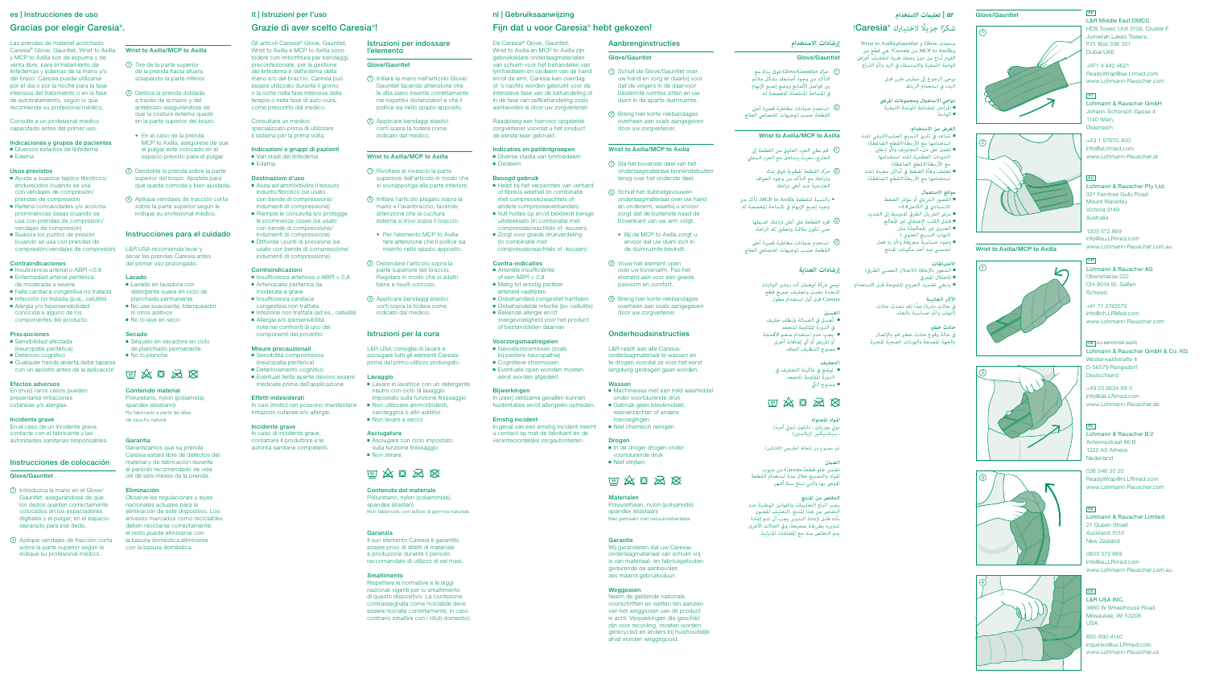## es | Instrucciones de uso

### Gracias por elegir Caresia®.

Las prendas de material acolchado Caresia® Glove, Gauntlet, Wrist to Axilla y MCP to Axilla son de espuma y de venta libre, para el tratamiento de linfedemas y edemas de la mano y/o del brazo. Caresia puede utilizarse por el día o por la noche para la fase intensiva del tratamiento o en la fase de autotratamiento, según lo que recomiende su profesional médico.

Consulte a un profesional médico capacitado antes del primer uso.

**Indicaciones y grupos de pacientes**
- Diversos estadios de linfedema
- Edema

**Usos previstos**
- Ayuda a suavizar tejidos fibróticos/endurecidos (cuando se usa con vendajes de compresión/prendas de compresión)
- Rellena concavidades y/o acolcha prominencias óseas (cuando se usa con prendas de compresión/vendajes de compresión)
- Suaviza los puntos de presión (cuando se usa con prendas de compresión/vendajes de compresión)

**Contraindicaciones**
- Insuficiencia arterial o ABPI <0,8
- Enfermedad arterial periférica de moderada a severa
- Falla cardíaca congestiva no tratada
- Infección no tratada (p.ej., celulitis)
- Alergia y/o hipersensibilidad conocida a alguno de los componentes del producto

**Precauciones**
- Sensibilidad afectada (neuropatía periférica)
- Deterioro cognitivo
- Cualquier herida abierta debe taparse con un apósito antes de la aplicación

**Efectos adversos**
En (muy) raros casos pueden presentarse irritaciones cutáneas y/o alergias.

**Incidente grave**
En el caso de un incidente grave, contacte con el fabricante y las autoridades sanitarias responsables.

### Instrucciones de colocación

**Glove/Gauntlet**
1. Introduzca la mano en el Glove/Gauntlet, asegurándose de que los dedos queden correctamente colocados en los espaciadores digitales y el pulgar, en el espacio separado para ese dedo.
2. Aplique vendajes de tracción corta sobre la parte superior según le indique su profesional médico.

**Wrist to Axilla/MCP to Axilla**
1. Tire de la parte superior de la prenda hacia afuera solapando la parte inferior.
2. Deslice la prenda doblada a través de la mano y del antebrazo asegurándose de que la costura externa quede en la parte superior del brazo.
   - En el caso de la prenda MCP to Axilla, asegúrese de que el pulgar esté colocado en el espacio previsto para el pulgar.
3. Desdoble la prenda sobre la parte superior del brazo. Ajústela para que quede cómoda y bien ajustada.
4. Aplique vendajes de tracción corta sobre la parte superior según le indique su profesional médico.

### Instrucciones para el cuidado

L&R USA recomienda lavar y secar las prendas Caresia antes del primer uso prolongado.

**Lavado**
- Lavado en lavadora con detergente suave en ciclo de planchado permanente
- No use suavizante, blanqueador ni otros aditivos
- No lo lave en seco

**Secado**
- Séquelo en secadora en ciclo de planchado permanente
- No lo planche

**Contenido material**
Poliuretano, nylon (poliamida), spandex (elastano)
No fabricado a partir de látex de caucho natural.

**Garantía**
Garantizamos que su prenda Caresia estará libre de defectos del material y de fabricación durante el periodo recomendado de vida útil de seis meses de la prenda.

**Eliminación**
Observe las regulaciones y leyes nacionales actuales para la eliminación de este dispositivo. Los envases marcados como reciclables deben reciclarse correctamente; el resto puede eliminarse con la basura doméstica.

## it | Istruzioni per l'uso

### Grazie di aver scelto Caresia®!

Gli articoli Caresia® Glove, Gauntlet, Wrist to Axilla e MCP to Axilla sono tutore con imbottitura per bendaggi, preconfezionate, per la gestione del linfedema e dell'edema della mano e/o del braccio. Caresia può essere utilizzato durante il giorno o la notte nella fase intensiva della terapia o nella fase di auto-cura, come prescritto dal medico.

Consultare un medico specializzato prima di utilizzare il sistema per la prima volta.

**Indicazioni e gruppi di pazienti**
- Vari stadi del linfedema
- Edema

**Destinazioni d'uso**
- Aiuta ad ammorbidire il tessuto indurito/fibrotico (se usato con bende di compressione/indumenti di compressione)
- Riempie le concavità e/o protegge le prominenze ossee (se usato con bende di compressione/indumenti di compressione)
- Diffonde i punti di pressione (se usato con bende di compressione/indumenti di compressione)

**Controindicazioni**
- Insufficienza arteriosa o ABPI < 0,8
- Arteriopatia periferica da moderata a grave
- Insufficienza cardiaca congestizia non trattata
- Infezione non trattata (ad es., cellulite)
- Allergia e/o ipersensibilità nota nei confronti di uno dei componenti del prodotto

**Misure precauzionali**
- Sensibilità compromessa (neuropatia periferica)
- Deterioramento cognitivo
- Eventuali ferite aperte devono essere medicate prima dell'applicazione

**Effetti indesiderati**
In casi (molto) rari possono manifestarsi irritazioni cutanee e/o allergie.

**Incidente grave**
In caso di incidente grave, contattare il produttore e le autorità sanitarie competenti.

### Istruzioni per indossare l'elemento

**Glove/Gauntlet**
1. Infilare la mano nell'articolo Glove/Gauntlet facendo attenzione che le dita siano inserite correttamente nei rispettivi distanziatori e che il pollice sia nello spazio apposito.
2. Applicare bendaggi elastici corti sopra la fodera come indicato dal medico.

**Wrist to Axilla/MCP to Axilla**
1. Risvoltare al rovescio la parte superiore dell'articolo in modo che si sovrapponga alla parte inferiore.
2. Infilare l'articolo piegato sopra la mano e l'avambraccio, facendo attenzione che la cucitura esterna si trovi sopra il braccio.
   - Per l'elemento MCP to Axilla fare attenzione che il pollice sia inserito nello spazio apposito.
3. Distendere l'articolo sopra la parte superiore del braccio. Regolare in modo che si adatti bene e risulti comodo.
4. Applicare bendaggi elastici corti sopra la fodera come indicato dal medico.

### Istruzioni per la cura

L&R USA consiglia di lavare e asciugare tutti gli elementi Caresia prima del primo utilizzo prolungato.

**Lavaggio**
- Lavare in lavatrice con un detergente neutro con ciclo di lavaggio impostato sulla funzione finissaggio
- Non utilizzare ammorbidenti, candeggina o altri additivi
- Non lavare a secco

**Asciugatura**
- Asciugare con ciclo impostato sulla funzione finissaggio
- Non stirare

**Contenuto del materiale**
Poliuretano, nylon (poliammide), spandex (elastan)
Non fabbricato con lattice di gomma naturale.

**Garanzia**
Il suo elemento Caresia è garantito essere privo di difetti di materiale e produzione durante il periodo raccomandato di utilizzo di sei mesi.

**Smaltimento**
Rispettare le normative e le leggi nazionali vigenti per lo smaltimento di questo dispositivo. La confezione contrassegnata come riciclabile deve essere riciclata correttamente; in caso contrario smaltire con i rifiuti domestici.

## nl | Gebruiksaanwijzing

### Fijn dat u voor Caresia® hebt gekozen!

De Caresia® Glove, Gauntlet, Wrist to Axilla en MCP to Axilla zijn gebruiksklare onderlaagmaterialen van schuim voor het behandelen van lymfoedeem en oedeem van de hand en/of de arm. Caresia kan overdag of 's nachts worden gebruikt voor de intensieve fase van de behandeling of in de fase van zelfbehandeling zoals aanbevolen is door uw zorgverlener.

Raadpleeg een hiervoor opgeleide zorgverlener voordat u het product de eerste keer gebruikt.

**Indicaties en patiëntgroepen**
- Diverse stadia van lymfoedeem
- Oedeem

**Beoogd gebruik**
- Helpt bij het verzachten van verhard of fibrous weefsel (in combinatie met compressiewachtels of andere compressieverbanden)
- Vult holtes op en/of bekleedt benige uitsteeksels (in combinatie met compressiewachtels of -kousen)
- Zorgt voor goede drukverdeling (in combinatie met compressiewachtels of -kousen)

**Contra-indicaties**
- Arteriële insufficiëntie of een ABPI < 0,8
- Matig tot ernstig perifeer arterieel vaatlijden
- Onbehandeld congestief hartfalen
- Onbehandelde infectie (bv. cellulitis)
- Bekende allergie en/of overgevoeligheid voor het product of bestanddelen daarvan

**Voorzorgsmaatregelen**
- Gevoelsstoornissen (zoals bij perifere neuropathie)
- Cognitieve stoornissen
- Eventuele open wonden moeten eerst worden afgedekt

**Bijwerkingen**
In (zeer) zeldzame gevallen kunnen huidirritaties en/of allergieën optreden.

**Ernstig incident**
In geval van een ernstig incident neemt u contact op met de fabrikant en de verantwoordelijke zorgautoriteiten.

### Aanbrenginstructies

**Glove/Gauntlet**
1. Schuif de Glove/Gauntlet over uw hand en zorg er daarbij voor dat de vingers in de daarvoor bestemde ruimtes zitten en uw duim in de aparte duimruimte.
2. Breng hier korte-rekbandages overheen aan zoals aangegeven door uw zorgverlener.

**Wrist to Axilla/MCP to Axilla**
1. Sla het bovenste deel van het onderlaagmateriaal binnenstebuiten terug over het onderste deel.
2. Schuif het dubbelgevouwen onderlaagmateriaal over uw hand en onderarm, waarbij u ervoor zorgt dat de buitenste naad de bovenkant van uw arm volgt.
   - Bij de MCP to Axilla zorgt u ervoor dat uw duim zich in de duimruimte bevindt.
3. Vouw het element open over uw bovenarm. Pas het element aan voor een goede pasvorm en comfort.
4. Breng hier korte-rekbandages overheen aan zoals aangegeven door uw zorgverlener.

### Onderhoudsinstructies

L&R raadt aan alle Caresia-onderlaagmateriaal te wassen en te drogen voordat ze voor het eerst langdurig gedragen gaan worden.

**Wassen**
- Machinewas met een mild wasmiddel onder voortdurende druk
- Gebruik geen bleekmiddel, wasverzachter of andere toevoegingen
- Niet chemisch reinigen

**Drogen**
- In de droger drogen onder voortdurende druk
- Niet strijken

**Materialen**
Polyurethaan, nylon (polyamide), spandex (elastaan)
Niet gemaakt met natuurrubberlatex.

**Garantie**
Wij garanderen dat uw Caresia-onderlaagmateriaal van schuim vrij is van materiaal- en fabricagefouten gedurende de aanbevolen zes maand gebruiksduur.

**Weggooien**
Neem de geldende nationale voorschriften en wetten ten aanzien van het weggooien van dit product in acht. Verpakkingen die geschikt zijn voor recycling, moeten worden gerecycled en anders bij huishoudelijk afval worden weggegooid.

## ar | تعليمات الاستخدام

### شكرًا جزيلًا لاختيارك ®Caresia!

منتجات Glove وGauntlet وWrist to Axilla وMCP to Axilla من Caresia هي قطع من الفوم تُباع من دون وصفة طبية لتخفيف أعراض الوذمة اللمفية والاستسقاء في اليد و/أو الذراع.

يرجى الرجوع إلى ممارس طبي قبل البدء في استخدام الرباط.

**دواعي الاستعمال ومجموعات المرضى**
- المراحل المختلفة للوذمة اللمفية
- الوذمة

**الغرض من الاستخدام:**
- تساعد في تليين النسيج المتليف/الليفي (عند استخدامها مع الأربطة/القطع الضاغطة)
- تعمل على ملء التجاويف و/أو تبطين النتوءات العظمية (عند استخدامها مع الأربطة/القطع الضاغطة)
- تخفيف وطأة الضغط في أماكن معينة (عند استخدامها مع الأربطة/القطع الضاغطة)

**موانع الاستعمال**
- القصور الشرياني أو مؤشر الضغط الانسدادي في الكاحل < 0.8
- مرض الشريان الطرفي المتوسط إلى الشديد
- فشل القلب الاحتقاني غير المعالج
- العدوى غير المعالجة (مثل التهاب النسيج الخلوي)
- وجود حساسية معروفة و/أو رد فعل تحسسي ضد أحد مكونات المنتج

**الاحتياطات**
- الشعور بالإعاقة (الاعتلال العصبي الطرفي)
- الاختلال المعرفي
- ينبغي تضميد الجروح المفتوحة قبل الاستخدام.

**الآثار الجانبية**
في حالات نادرة جدًا قد تحدث حالات التهاب و/أو حساسية بالجلد.

**حادث خطير**
في حالة وقوع حادث خطير قم بالاتصال بالجهة المصنعة والهيئات الصحية المعنية.

### إرشادات الاستخدام

**Glove/Gauntlet**
1. حرك Glove/Gauntlet فوق يدك مع التأكد من وجود أصابعك بشكل ملائم بين فواصل الأصابع ووضع إصبع الإبهام في المساحة المنفصلة المخصصة له.
2. استخدم ضمادات مطاطية قصيرة أعلى القطعة حسب توجيهات اختصاصي العلاج.

**Wrist to Axilla/MCP to Axilla**
1. قم بطي الجزء العلوي من القطعة إلى الخارج، بحيث يتداخل مع الجزء السفلي.
2. حرك القطعة المطوية فوق يدك وذراعك مع التأكد من وجود الحواف الخارجية عند أعلى ذراعك.
   - بالنسبة للقطعة MCP to Axilla، تأكد من وجود إصبع الإبهام في المساحة المخصصة له.
3. افرد القطعة على أعلى ذراعك. اضبطها حتى تكون ملائمة وتحقق لك الراحة.
4. استخدم ضمادات مطاطية قصيرة أعلى القطعة حسب توجيهات اختصاصي العلاج.

### إرشادات العناية

توصي شركة L&R USA بغسل وتجفيف جميع قطع Caresia قبل أول استخدام مطول.

**الغسيل**
- تُغسل في الغسالة بمنظف خفيف في الدورة المقاومة للتجعد
- يجب عدم استخدام منعم الأقمشة أو المُبيض أو أي إضافات أخرى
- ممنوع التنظيف الجاف

**التجفيف**
- توضع في ماكينة التجفيف في الدورة المقاومة للتجعد
- ممنوع الكي

**المواد المحتواة**
بولي يوريثان، نايلون (بولي أميد)، سباندكس (إيلاستين)
غير مصنوع من اللطاط الطبيعي (اللاتكس)

**الضمان**
نضمن خلو قطعة Caresia من عيوب المواد والتصنيع خلال مدة استخدام القطعة الموصى بها والتي تبلغ ستة أشهر.

**التخلص من المنتج**
يجب اتباع التعليمات والقوانين الوطنية عند التخلص من هذا المنتج. التغليف المحتوي بأنه قابل لإعادة التدوير يجب أن تتم إعادة تدويره بطريقة صحيحة، وفي الحالات الأخرى يتم التخلص منه مع المخلفات المنزلية.

---

**Glove/Gauntlet**
1
2

**Wrist to Axilla/MCP to Axilla**
1
2
3
4

---

AE
L&R Middle East DMCC
HDS Tower, Unit 3106, Cluster F
Jumeirah Lakes Towers,
P.O. Box 336 351
Dubai/UAE
+971 4 442 4621
ReadyWrap@ae.LRmed.com
www.Lohmann-Rauscher.com

AT
Lohmann & Rauscher GmbH
Johann-Schorsch-Gasse 4
1140 Wien,
Österreich
+43 1 57670-400
info@at.lrmed.com
www.Lohmann-Rauscher.at

AU
Lohmann & Rauscher Pty Ltd.
321 Ferntree Gully Road
Mount Waverley
Victoria 3149
Australia
1300 572 869
info@au.LRmed.com
www.Lohmann-Rauscher.com.au

CH
Lohmann & Rauscher AG
Oberstrasse 222
CH-9014 St. Gallen
Schweiz
+41 71 2742570
info@ch.LRMed.com
www.Lohmann-Rauscher.com

DE EU IMPORTER (MDR)
Lohmann & Rauscher GmbH & Co. KG
Westerwaldstraße 4
D-56579 Rengsdorf
Deutschland
+49 (0) 2634 99-0
info@de.LRmed.com
www.Lohmann-Rauscher.de

NL
Lohmann & Rauscher B.V
Antennestraat 86 B
1322 AS Almere
Nederland
036 546 30 20
ReadyWrap@nl.LRmed.com
www.Lohmann-Rauscher.com

NZ
Lohmann & Rauscher Limited
21 Queen Street
Auckland 1010
New Zealand
0800 572 869
info@au.LRmed.com
www.Lohmann-Rauscher.com.au

US
L&R USA INC.
3880 W Wheelhouse Road
Milwaukee, WI 53208
USA
855-892-4140
Inquiries@us.LRmed.com
www.Lohmann-Rauscher.us